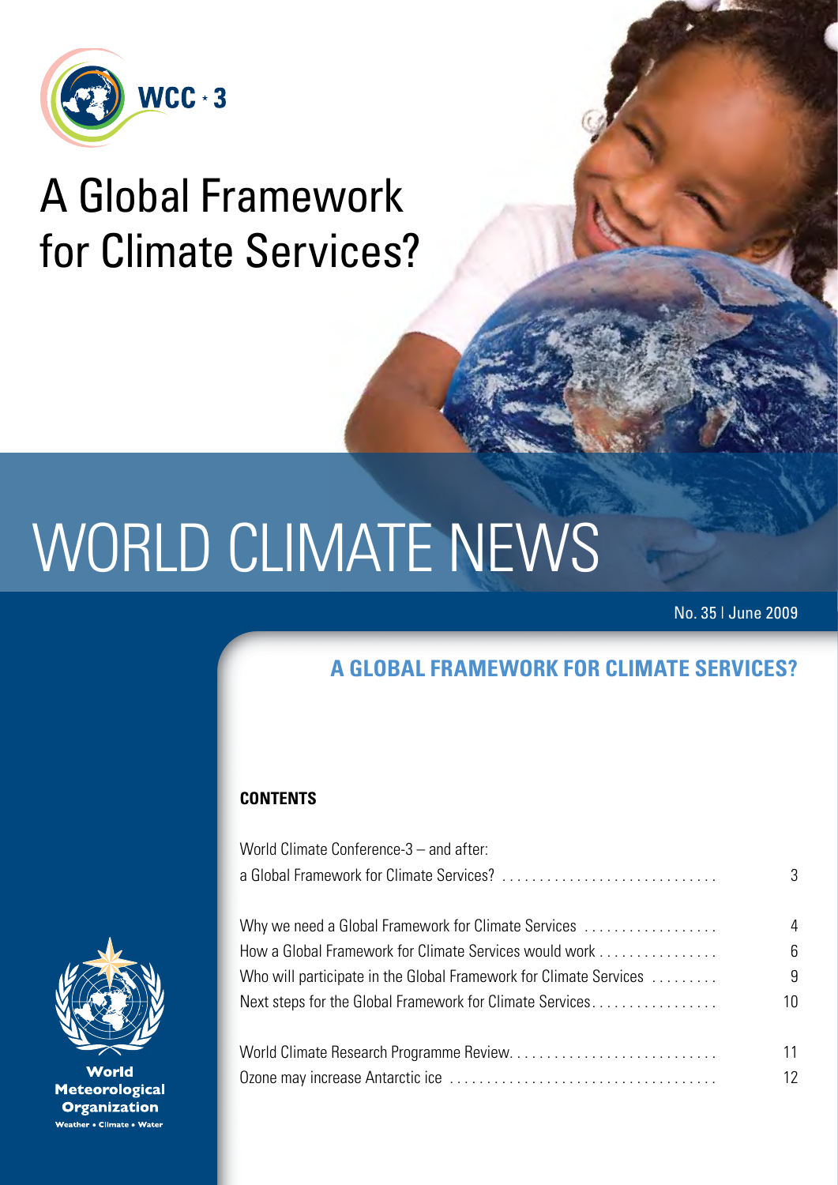WCC-3

# A Global Framework for Climate Services?

# WORLD CLIMATE NEWS

No. 35 | June 2009

## A GLOBAL FRAMEWORK FOR CLIMATE SERVICES?

### CONTENTS

World Climate Conference-3 – and after:
a Global Framework for Climate Services? .......... 3

Why we need a Global Framework for Climate Services .......... 4
How a Global Framework for Climate Services would work .......... 6
Who will participate in the Global Framework for Climate Services .......... 9
Next steps for the Global Framework for Climate Services .......... 10

World Climate Research Programme Review .......... 11
Ozone may increase Antarctic ice .......... 12

World Meteorological Organization
Weather • Climate • Water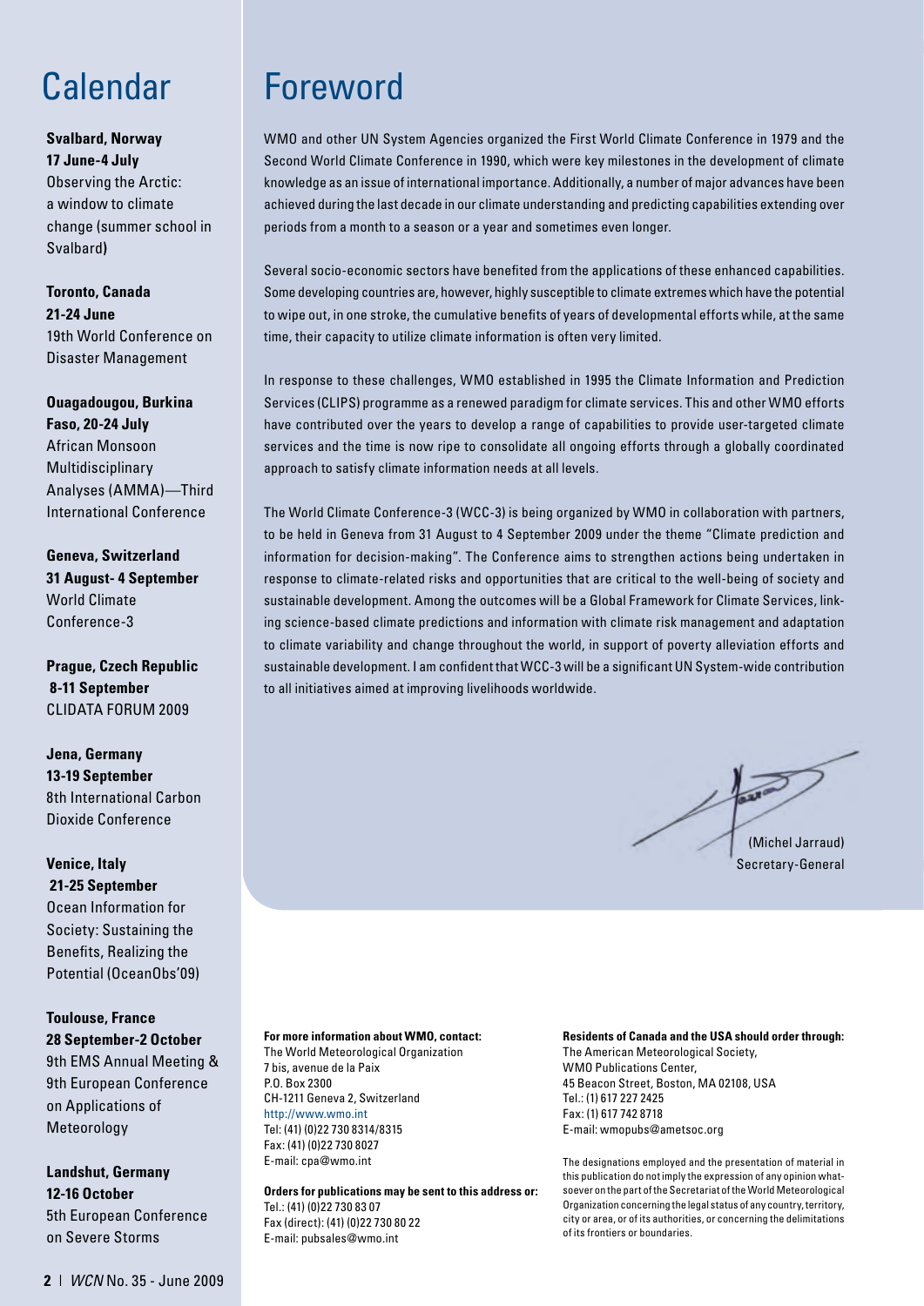# Calendar

**Svalbard, Norway**
**17 June-4 July**
Observing the Arctic: a window to climate change (summer school in Svalbard)

**Toronto, Canada**
**21-24 June**
19th World Conference on Disaster Management

**Ouagadougou, Burkina Faso, 20-24 July**
African Monsoon Multidisciplinary Analyses (AMMA)—Third International Conference

**Geneva, Switzerland**
**31 August- 4 September**
World Climate Conference-3

**Prague, Czech Republic**
**8-11 September**
CLIDATA FORUM 2009

**Jena, Germany**
**13-19 September**
8th International Carbon Dioxide Conference

**Venice, Italy**
**21-25 September**
Ocean Information for Society: Sustaining the Benefits, Realizing the Potential (OceanObs'09)

**Toulouse, France**
**28 September-2 October**
9th EMS Annual Meeting & 9th European Conference on Applications of Meteorology

**Landshut, Germany**
**12-16 October**
5th European Conference on Severe Storms

# Foreword

WMO and other UN System Agencies organized the First World Climate Conference in 1979 and the Second World Climate Conference in 1990, which were key milestones in the development of climate knowledge as an issue of international importance. Additionally, a number of major advances have been achieved during the last decade in our climate understanding and predicting capabilities extending over periods from a month to a season or a year and sometimes even longer.

Several socio-economic sectors have benefited from the applications of these enhanced capabilities. Some developing countries are, however, highly susceptible to climate extremes which have the potential to wipe out, in one stroke, the cumulative benefits of years of developmental efforts while, at the same time, their capacity to utilize climate information is often very limited.

In response to these challenges, WMO established in 1995 the Climate Information and Prediction Services (CLIPS) programme as a renewed paradigm for climate services. This and other WMO efforts have contributed over the years to develop a range of capabilities to provide user-targeted climate services and the time is now ripe to consolidate all ongoing efforts through a globally coordinated approach to satisfy climate information needs at all levels.

The World Climate Conference-3 (WCC-3) is being organized by WMO in collaboration with partners, to be held in Geneva from 31 August to 4 September 2009 under the theme "Climate prediction and information for decision-making". The Conference aims to strengthen actions being undertaken in response to climate-related risks and opportunities that are critical to the well-being of society and sustainable development. Among the outcomes will be a Global Framework for Climate Services, linking science-based climate predictions and information with climate risk management and adaptation to climate variability and change throughout the world, in support of poverty alleviation efforts and sustainable development. I am confident that WCC-3 will be a significant UN System-wide contribution to all initiatives aimed at improving livelihoods worldwide.

(Michel Jarraud)
Secretary-General

**For more information about WMO, contact:**
The World Meteorological Organization
7 bis, avenue de la Paix
P.O. Box 2300
CH-1211 Geneva 2, Switzerland
http://www.wmo.int
Tel: (41) (0)22 730 8314/8315
Fax: (41) (0)22 730 8027
E-mail: cpa@wmo.int

**Orders for publications may be sent to this address or:**
Tel.: (41) (0)22 730 83 07
Fax (direct): (41) (0)22 730 80 22
E-mail: pubsales@wmo.int

**Residents of Canada and the USA should order through:**
The American Meteorological Society,
WMO Publications Center,
45 Beacon Street, Boston, MA 02108, USA
Tel.: (1) 617 227 2425
Fax: (1) 617 742 8718
E-mail: wmopubs@ametsoc.org

The designations employed and the presentation of material in this publication do not imply the expression of any opinion whatsoever on the part of the Secretariat of the World Meteorological Organization concerning the legal status of any country, territory, city or area, or of its authorities, or concerning the delimitations of its frontiers or boundaries.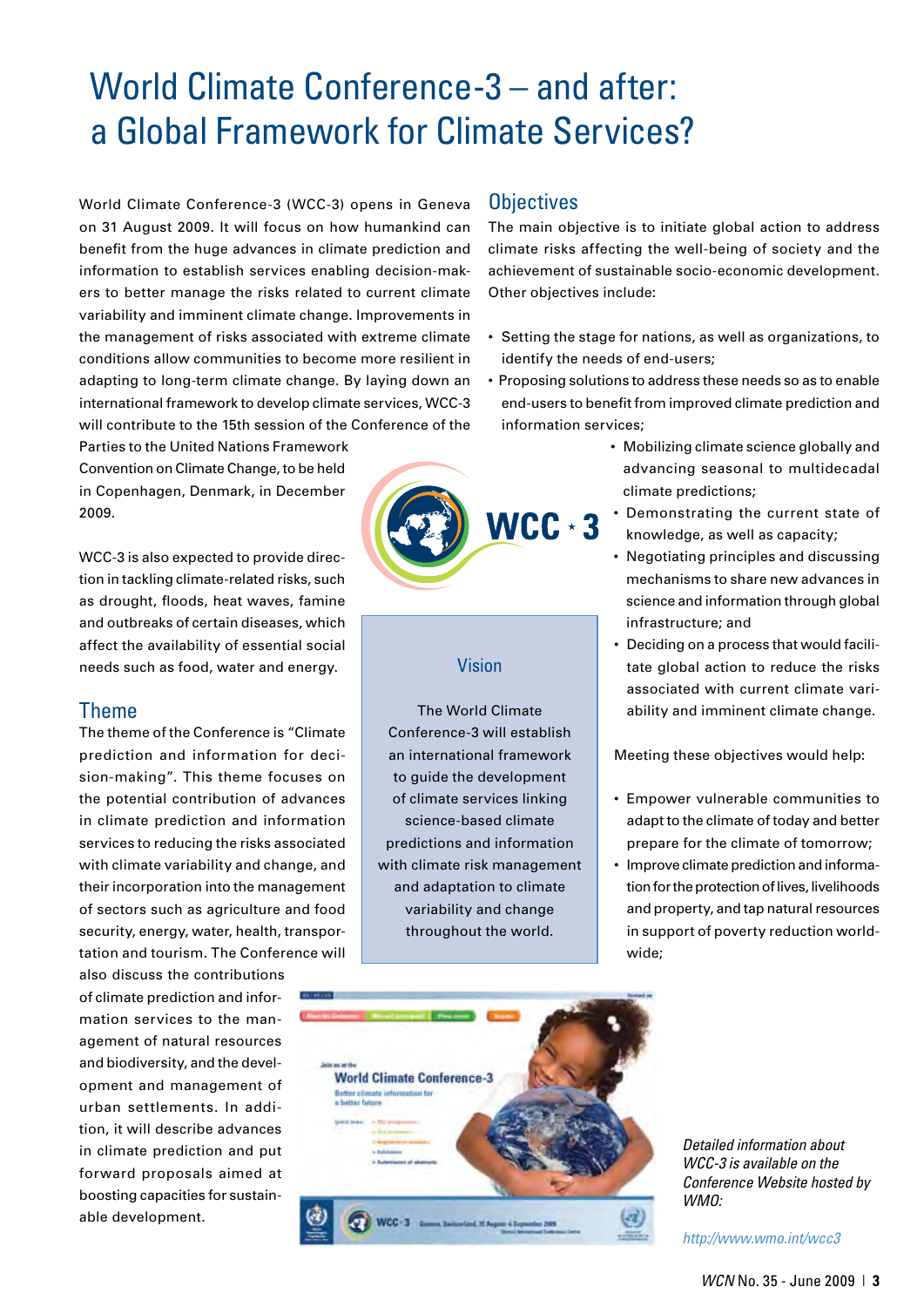# World Climate Conference-3 – and after: a Global Framework for Climate Services?

World Climate Conference-3 (WCC-3) opens in Geneva on 31 August 2009. It will focus on how humankind can benefit from the huge advances in climate prediction and information to establish services enabling decision-makers to better manage the risks related to current climate variability and imminent climate change. Improvements in the management of risks associated with extreme climate conditions allow communities to become more resilient in adapting to long-term climate change. By laying down an international framework to develop climate services, WCC-3 will contribute to the 15th session of the Conference of the Parties to the United Nations Framework Convention on Climate Change, to be held in Copenhagen, Denmark, in December 2009.

WCC-3 is also expected to provide direction in tackling climate-related risks, such as drought, floods, heat waves, famine and outbreaks of certain diseases, which affect the availability of essential social needs such as food, water and energy.

## Theme

The theme of the Conference is "Climate prediction and information for decision-making". This theme focuses on the potential contribution of advances in climate prediction and information services to reducing the risks associated with climate variability and change, and their incorporation into the management of sectors such as agriculture and food security, energy, water, health, transportation and tourism. The Conference will also discuss the contributions of climate prediction and information services to the management of natural resources and biodiversity, and the development and management of urban settlements. In addition, it will describe advances in climate prediction and put forward proposals aimed at boosting capacities for sustainable development.

## Vision

The World Climate Conference-3 will establish an international framework to guide the development of climate services linking science-based climate predictions and information with climate risk management and adaptation to climate variability and change throughout the world.

## Objectives

The main objective is to initiate global action to address climate risks affecting the well-being of society and the achievement of sustainable socio-economic development. Other objectives include:

- Setting the stage for nations, as well as organizations, to identify the needs of end-users;
- Proposing solutions to address these needs so as to enable end-users to benefit from improved climate prediction and information services;
- Mobilizing climate science globally and advancing seasonal to multidecadal climate predictions;
- Demonstrating the current state of knowledge, as well as capacity;
- Negotiating principles and discussing mechanisms to share new advances in science and information through global infrastructure; and
- Deciding on a process that would facilitate global action to reduce the risks associated with current climate variability and imminent climate change.

Meeting these objectives would help:

- Empower vulnerable communities to adapt to the climate of today and better prepare for the climate of tomorrow;
- Improve climate prediction and information for the protection of lives, livelihoods and property, and tap natural resources in support of poverty reduction worldwide;

*Detailed information about WCC-3 is available on the Conference Website hosted by WMO:*

*http://www.wmo.int/wcc3*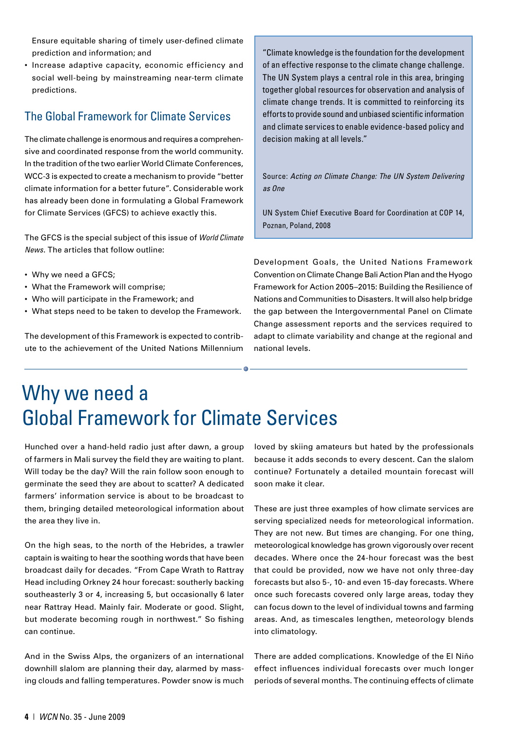Ensure equitable sharing of timely user-defined climate prediction and information; and
- Increase adaptive capacity, economic efficiency and social well-being by mainstreaming near-term climate predictions.

## The Global Framework for Climate Services

The climate challenge is enormous and requires a comprehensive and coordinated response from the world community. In the tradition of the two earlier World Climate Conferences, WCC-3 is expected to create a mechanism to provide "better climate information for a better future". Considerable work has already been done in formulating a Global Framework for Climate Services (GFCS) to achieve exactly this.

The GFCS is the special subject of this issue of *World Climate News*. The articles that follow outline:

- Why we need a GFCS;
- What the Framework will comprise;
- Who will participate in the Framework; and
- What steps need to be taken to develop the Framework.

The development of this Framework is expected to contribute to the achievement of the United Nations Millennium Development Goals, the United Nations Framework Convention on Climate Change Bali Action Plan and the Hyogo Framework for Action 2005–2015: Building the Resilience of Nations and Communities to Disasters. It will also help bridge the gap between the Intergovernmental Panel on Climate Change assessment reports and the services required to adapt to climate variability and change at the regional and national levels.

> "Climate knowledge is the foundation for the development of an effective response to the climate change challenge. The UN System plays a central role in this area, bringing together global resources for observation and analysis of climate change trends. It is committed to reinforcing its efforts to provide sound and unbiased scientific information and climate services to enable evidence-based policy and decision making at all levels."
>
> Source: *Acting on Climate Change: The UN System Delivering as One*
>
> UN System Chief Executive Board for Coordination at COP 14, Poznan, Poland, 2008

# Why we need a Global Framework for Climate Services

Hunched over a hand-held radio just after dawn, a group of farmers in Mali survey the field they are waiting to plant. Will today be the day? Will the rain follow soon enough to germinate the seed they are about to scatter? A dedicated farmers' information service is about to be broadcast to them, bringing detailed meteorological information about the area they live in.

On the high seas, to the north of the Hebrides, a trawler captain is waiting to hear the soothing words that have been broadcast daily for decades. "From Cape Wrath to Rattray Head including Orkney 24 hour forecast: southerly backing southeasterly 3 or 4, increasing 5, but occasionally 6 later near Rattray Head. Mainly fair. Moderate or good. Slight, but moderate becoming rough in northwest." So fishing can continue.

And in the Swiss Alps, the organizers of an international downhill slalom are planning their day, alarmed by massing clouds and falling temperatures. Powder snow is much loved by skiing amateurs but hated by the professionals because it adds seconds to every descent. Can the slalom continue? Fortunately a detailed mountain forecast will soon make it clear.

These are just three examples of how climate services are serving specialized needs for meteorological information. They are not new. But times are changing. For one thing, meteorological knowledge has grown vigorously over recent decades. Where once the 24-hour forecast was the best that could be provided, now we have not only three-day forecasts but also 5-, 10- and even 15-day forecasts. Where once such forecasts covered only large areas, today they can focus down to the level of individual towns and farming areas. And, as timescales lengthen, meteorology blends into climatology.

There are added complications. Knowledge of the El Niño effect influences individual forecasts over much longer periods of several months. The continuing effects of climate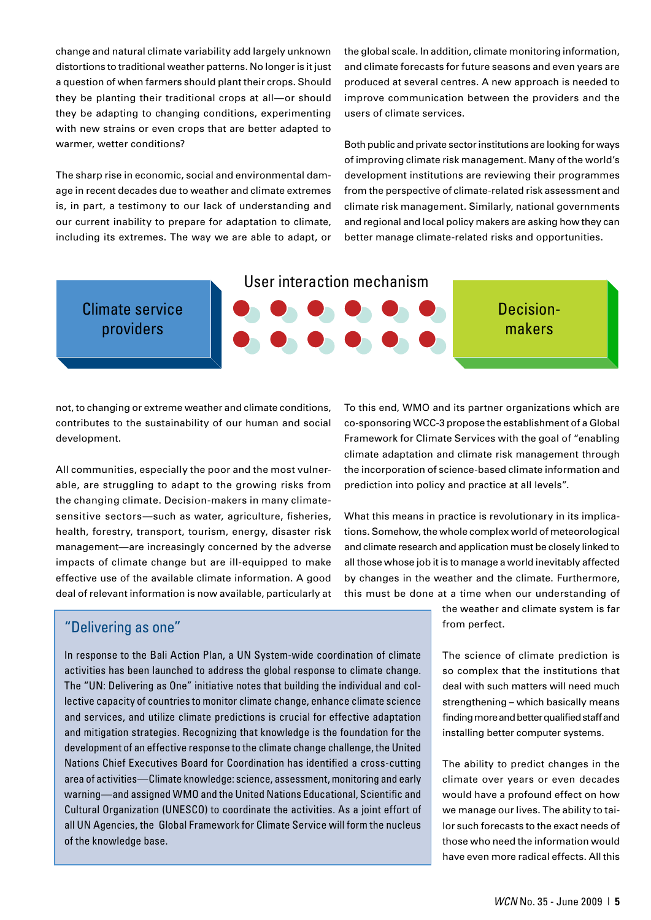change and natural climate variability add largely unknown distortions to traditional weather patterns. No longer is it just a question of when farmers should plant their crops. Should they be planting their traditional crops at all—or should they be adapting to changing conditions, experimenting with new strains or even crops that are better adapted to warmer, wetter conditions?

The sharp rise in economic, social and environmental damage in recent decades due to weather and climate extremes is, in part, a testimony to our lack of understanding and our current inability to prepare for adaptation to climate, including its extremes. The way we are able to adapt, or not, to changing or extreme weather and climate conditions, contributes to the sustainability of our human and social development.

All communities, especially the poor and the most vulnerable, are struggling to adapt to the growing risks from the changing climate. Decision-makers in many climate-sensitive sectors—such as water, agriculture, fisheries, health, forestry, transport, tourism, energy, disaster risk management—are increasingly concerned by the adverse impacts of climate change but are ill-equipped to make effective use of the available climate information. A good deal of relevant information is now available, particularly at the global scale. In addition, climate monitoring information, and climate forecasts for future seasons and even years are produced at several centres. A new approach is needed to improve communication between the providers and the users of climate services.

Both public and private sector institutions are looking for ways of improving climate risk management. Many of the world's development institutions are reviewing their programmes from the perspective of climate-related risk assessment and climate risk management. Similarly, national governments and regional and local policy makers are asking how they can better manage climate-related risks and opportunities.

Climate service providers — User interaction mechanism — Decision-makers

To this end, WMO and its partner organizations which are co-sponsoring WCC-3 propose the establishment of a Global Framework for Climate Services with the goal of "enabling climate adaptation and climate risk management through the incorporation of science-based climate information and prediction into policy and practice at all levels".

What this means in practice is revolutionary in its implications. Somehow, the whole complex world of meteorological and climate research and application must be closely linked to all those whose job it is to manage a world inevitably affected by changes in the weather and the climate. Furthermore, this must be done at a time when our understanding of the weather and climate system is far from perfect.

The science of climate prediction is so complex that the institutions that deal with such matters will need much strengthening – which basically means finding more and better qualified staff and installing better computer systems.

The ability to predict changes in the climate over years or even decades would have a profound effect on how we manage our lives. The ability to tailor such forecasts to the exact needs of those who need the information would have even more radical effects. All this

## "Delivering as one"

In response to the Bali Action Plan, a UN System-wide coordination of climate activities has been launched to address the global response to climate change. The "UN: Delivering as One" initiative notes that building the individual and collective capacity of countries to monitor climate change, enhance climate science and services, and utilize climate predictions is crucial for effective adaptation and mitigation strategies. Recognizing that knowledge is the foundation for the development of an effective response to the climate change challenge, the United Nations Chief Executives Board for Coordination has identified a cross-cutting area of activities—Climate knowledge: science, assessment, monitoring and early warning—and assigned WMO and the United Nations Educational, Scientific and Cultural Organization (UNESCO) to coordinate the activities. As a joint effort of all UN Agencies, the Global Framework for Climate Service will form the nucleus of the knowledge base.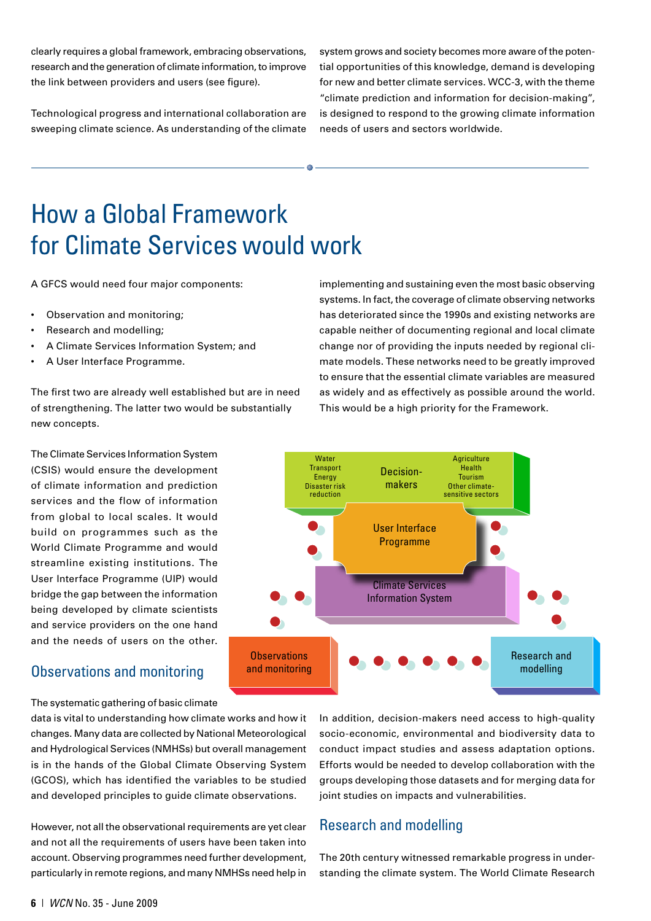clearly requires a global framework, embracing observations, research and the generation of climate information, to improve the link between providers and users (see figure).

Technological progress and international collaboration are sweeping climate science. As understanding of the climate system grows and society becomes more aware of the potential opportunities of this knowledge, demand is developing for new and better climate services. WCC-3, with the theme "climate prediction and information for decision-making", is designed to respond to the growing climate information needs of users and sectors worldwide.

# How a Global Framework for Climate Services would work

A GFCS would need four major components:

- Observation and monitoring;
- Research and modelling;
- A Climate Services Information System; and
- A User Interface Programme.

The first two are already well established but are in need of strengthening. The latter two would be substantially new concepts.

The Climate Services Information System (CSIS) would ensure the development of climate information and prediction services and the flow of information from global to local scales. It would build on programmes such as the World Climate Programme and would streamline existing institutions. The User Interface Programme (UIP) would bridge the gap between the information being developed by climate scientists and service providers on the one hand and the needs of users on the other.

Water
Transport
Energy
Disaster risk reduction

Decision-makers

Agriculture
Health
Tourism
Other climate-sensitive sectors

User Interface Programme

Climate Services Information System

Observations and monitoring

Research and modelling

## Observations and monitoring

The systematic gathering of basic climate data is vital to understanding how climate works and how it changes. Many data are collected by National Meteorological and Hydrological Services (NMHSs) but overall management is in the hands of the Global Climate Observing System (GCOS), which has identified the variables to be studied and developed principles to guide climate observations.

However, not all the observational requirements are yet clear and not all the requirements of users have been taken into account. Observing programmes need further development, particularly in remote regions, and many NMHSs need help in implementing and sustaining even the most basic observing systems. In fact, the coverage of climate observing networks has deteriorated since the 1990s and existing networks are capable neither of documenting regional and local climate change nor of providing the inputs needed by regional climate models. These networks need to be greatly improved to ensure that the essential climate variables are measured as widely and as effectively as possible around the world. This would be a high priority for the Framework.

In addition, decision-makers need access to high-quality socio-economic, environmental and biodiversity data to conduct impact studies and assess adaptation options. Efforts would be needed to develop collaboration with the groups developing those datasets and for merging data for joint studies on impacts and vulnerabilities.

## Research and modelling

The 20th century witnessed remarkable progress in understanding the climate system. The World Climate Research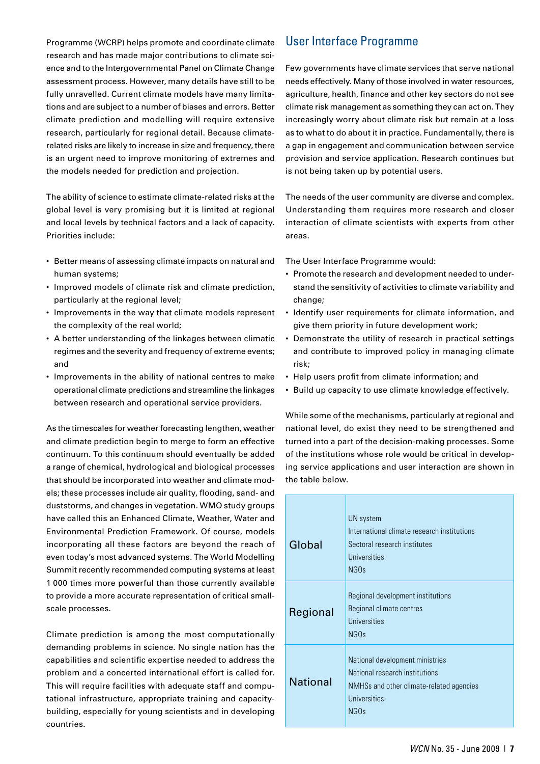Programme (WCRP) helps promote and coordinate climate research and has made major contributions to climate science and to the Intergovernmental Panel on Climate Change assessment process. However, many details have still to be fully unravelled. Current climate models have many limitations and are subject to a number of biases and errors. Better climate prediction and modelling will require extensive research, particularly for regional detail. Because climate-related risks are likely to increase in size and frequency, there is an urgent need to improve monitoring of extremes and the models needed for prediction and projection.

The ability of science to estimate climate-related risks at the global level is very promising but it is limited at regional and local levels by technical factors and a lack of capacity. Priorities include:

- Better means of assessing climate impacts on natural and human systems;
- Improved models of climate risk and climate prediction, particularly at the regional level;
- Improvements in the way that climate models represent the complexity of the real world;
- A better understanding of the linkages between climatic regimes and the severity and frequency of extreme events; and
- Improvements in the ability of national centres to make operational climate predictions and streamline the linkages between research and operational service providers.

As the timescales for weather forecasting lengthen, weather and climate prediction begin to merge to form an effective continuum. To this continuum should eventually be added a range of chemical, hydrological and biological processes that should be incorporated into weather and climate models; these processes include air quality, flooding, sand- and duststorms, and changes in vegetation. WMO study groups have called this an Enhanced Climate, Weather, Water and Environmental Prediction Framework. Of course, models incorporating all these factors are beyond the reach of even today's most advanced systems. The World Modelling Summit recently recommended computing systems at least 1 000 times more powerful than those currently available to provide a more accurate representation of critical small-scale processes.

Climate prediction is among the most computationally demanding problems in science. No single nation has the capabilities and scientific expertise needed to address the problem and a concerted international effort is called for. This will require facilities with adequate staff and computational infrastructure, appropriate training and capacity-building, especially for young scientists and in developing countries.

## User Interface Programme

Few governments have climate services that serve national needs effectively. Many of those involved in water resources, agriculture, health, finance and other key sectors do not see climate risk management as something they can act on. They increasingly worry about climate risk but remain at a loss as to what to do about it in practice. Fundamentally, there is a gap in engagement and communication between service provision and service application. Research continues but is not being taken up by potential users.

The needs of the user community are diverse and complex. Understanding them requires more research and closer interaction of climate scientists with experts from other areas.

The User Interface Programme would:

- Promote the research and development needed to understand the sensitivity of activities to climate variability and change;
- Identify user requirements for climate information, and give them priority in future development work;
- Demonstrate the utility of research in practical settings and contribute to improved policy in managing climate risk;
- Help users profit from climate information; and
- Build up capacity to use climate knowledge effectively.

While some of the mechanisms, particularly at regional and national level, do exist they need to be strengthened and turned into a part of the decision-making processes. Some of the institutions whose role would be critical in developing service applications and user interaction are shown in the table below.

| | |
|---|---|
| Global | UN system<br>International climate research institutions<br>Sectoral research institutes<br>Universities<br>NGOs |
| Regional | Regional development institutions<br>Regional climate centres<br>Universities<br>NGOs |
| National | National development ministries<br>National research institutions<br>NMHSs and other climate-related agencies<br>Universities<br>NGOs |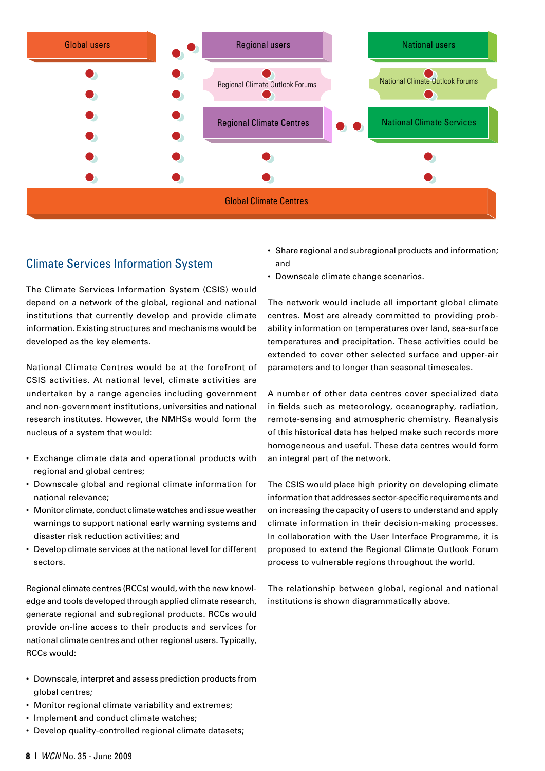Global users

Regional users

National users

Regional Climate Outlook Forums

National Climate Outlook Forums

Regional Climate Centres

National Climate Services

Global Climate Centres

## Climate Services Information System

The Climate Services Information System (CSIS) would depend on a network of the global, regional and national institutions that currently develop and provide climate information. Existing structures and mechanisms would be developed as the key elements.

National Climate Centres would be at the forefront of CSIS activities. At national level, climate activities are undertaken by a range agencies including government and non-government institutions, universities and national research institutes. However, the NMHSs would form the nucleus of a system that would:

- Exchange climate data and operational products with regional and global centres;
- Downscale global and regional climate information for national relevance;
- Monitor climate, conduct climate watches and issue weather warnings to support national early warning systems and disaster risk reduction activities; and
- Develop climate services at the national level for different sectors.

Regional climate centres (RCCs) would, with the new knowledge and tools developed through applied climate research, generate regional and subregional products. RCCs would provide on-line access to their products and services for national climate centres and other regional users. Typically, RCCs would:

- Downscale, interpret and assess prediction products from global centres;
- Monitor regional climate variability and extremes;
- Implement and conduct climate watches;
- Develop quality-controlled regional climate datasets;
- Share regional and subregional products and information; and
- Downscale climate change scenarios.

The network would include all important global climate centres. Most are already committed to providing probability information on temperatures over land, sea-surface temperatures and precipitation. These activities could be extended to cover other selected surface and upper-air parameters and to longer than seasonal timescales.

A number of other data centres cover specialized data in fields such as meteorology, oceanography, radiation, remote-sensing and atmospheric chemistry. Reanalysis of this historical data has helped make such records more homogeneous and useful. These data centres would form an integral part of the network.

The CSIS would place high priority on developing climate information that addresses sector-specific requirements and on increasing the capacity of users to understand and apply climate information in their decision-making processes. In collaboration with the User Interface Programme, it is proposed to extend the Regional Climate Outlook Forum process to vulnerable regions throughout the world.

The relationship between global, regional and national institutions is shown diagrammatically above.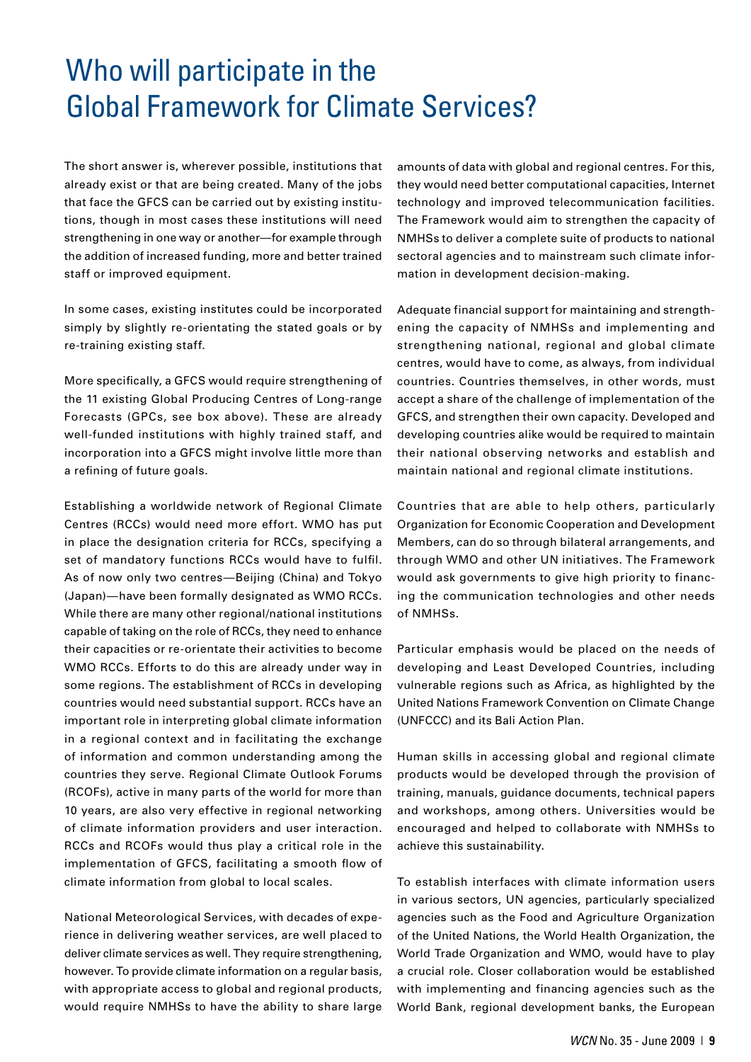# Who will participate in the Global Framework for Climate Services?

The short answer is, wherever possible, institutions that already exist or that are being created. Many of the jobs that face the GFCS can be carried out by existing institutions, though in most cases these institutions will need strengthening in one way or another—for example through the addition of increased funding, more and better trained staff or improved equipment.

In some cases, existing institutes could be incorporated simply by slightly re-orientating the stated goals or by re-training existing staff.

More specifically, a GFCS would require strengthening of the 11 existing Global Producing Centres of Long-range Forecasts (GPCs, see box above). These are already well-funded institutions with highly trained staff, and incorporation into a GFCS might involve little more than a refining of future goals.

Establishing a worldwide network of Regional Climate Centres (RCCs) would need more effort. WMO has put in place the designation criteria for RCCs, specifying a set of mandatory functions RCCs would have to fulfil. As of now only two centres—Beijing (China) and Tokyo (Japan)—have been formally designated as WMO RCCs. While there are many other regional/national institutions capable of taking on the role of RCCs, they need to enhance their capacities or re-orientate their activities to become WMO RCCs. Efforts to do this are already under way in some regions. The establishment of RCCs in developing countries would need substantial support. RCCs have an important role in interpreting global climate information in a regional context and in facilitating the exchange of information and common understanding among the countries they serve. Regional Climate Outlook Forums (RCOFs), active in many parts of the world for more than 10 years, are also very effective in regional networking of climate information providers and user interaction. RCCs and RCOFs would thus play a critical role in the implementation of GFCS, facilitating a smooth flow of climate information from global to local scales.

National Meteorological Services, with decades of experience in delivering weather services, are well placed to deliver climate services as well. They require strengthening, however. To provide climate information on a regular basis, with appropriate access to global and regional products, would require NMHSs to have the ability to share large amounts of data with global and regional centres. For this, they would need better computational capacities, Internet technology and improved telecommunication facilities. The Framework would aim to strengthen the capacity of NMHSs to deliver a complete suite of products to national sectoral agencies and to mainstream such climate information in development decision-making.

Adequate financial support for maintaining and strengthening the capacity of NMHSs and implementing and strengthening national, regional and global climate centres, would have to come, as always, from individual countries. Countries themselves, in other words, must accept a share of the challenge of implementation of the GFCS, and strengthen their own capacity. Developed and developing countries alike would be required to maintain their national observing networks and establish and maintain national and regional climate institutions.

Countries that are able to help others, particularly Organization for Economic Cooperation and Development Members, can do so through bilateral arrangements, and through WMO and other UN initiatives. The Framework would ask governments to give high priority to financing the communication technologies and other needs of NMHSs.

Particular emphasis would be placed on the needs of developing and Least Developed Countries, including vulnerable regions such as Africa, as highlighted by the United Nations Framework Convention on Climate Change (UNFCCC) and its Bali Action Plan.

Human skills in accessing global and regional climate products would be developed through the provision of training, manuals, guidance documents, technical papers and workshops, among others. Universities would be encouraged and helped to collaborate with NMHSs to achieve this sustainability.

To establish interfaces with climate information users in various sectors, UN agencies, particularly specialized agencies such as the Food and Agriculture Organization of the United Nations, the World Health Organization, the World Trade Organization and WMO, would have to play a crucial role. Closer collaboration would be established with implementing and financing agencies such as the World Bank, regional development banks, the European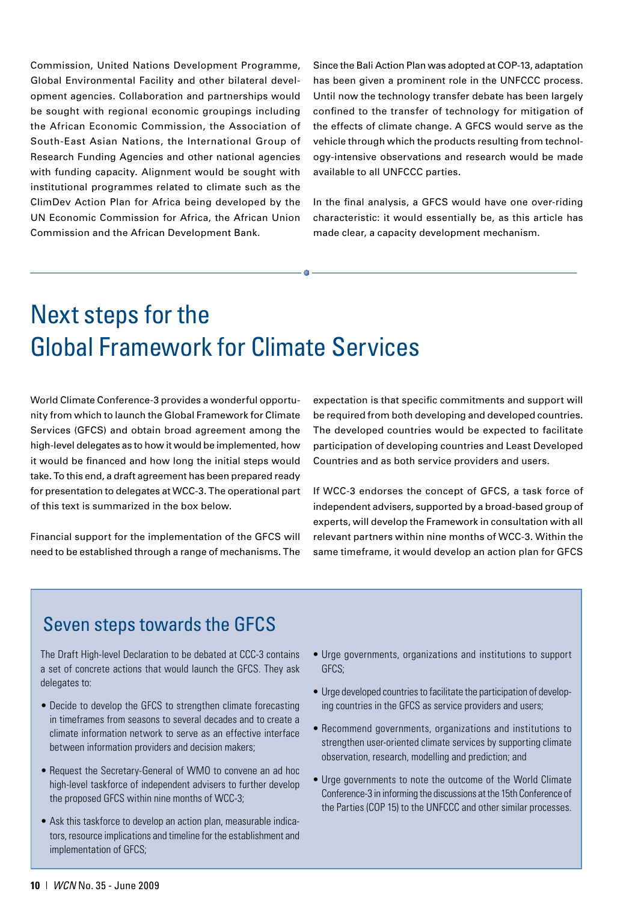Commission, United Nations Development Programme, Global Environmental Facility and other bilateral development agencies. Collaboration and partnerships would be sought with regional economic groupings including the African Economic Commission, the Association of South-East Asian Nations, the International Group of Research Funding Agencies and other national agencies with funding capacity. Alignment would be sought with institutional programmes related to climate such as the ClimDev Action Plan for Africa being developed by the UN Economic Commission for Africa, the African Union Commission and the African Development Bank.

Since the Bali Action Plan was adopted at COP-13, adaptation has been given a prominent role in the UNFCCC process. Until now the technology transfer debate has been largely confined to the transfer of technology for mitigation of the effects of climate change. A GFCS would serve as the vehicle through which the products resulting from technology-intensive observations and research would be made available to all UNFCCC parties.

In the final analysis, a GFCS would have one over-riding characteristic: it would essentially be, as this article has made clear, a capacity development mechanism.

# Next steps for the Global Framework for Climate Services

World Climate Conference-3 provides a wonderful opportunity from which to launch the Global Framework for Climate Services (GFCS) and obtain broad agreement among the high-level delegates as to how it would be implemented, how it would be financed and how long the initial steps would take. To this end, a draft agreement has been prepared ready for presentation to delegates at WCC-3. The operational part of this text is summarized in the box below.

Financial support for the implementation of the GFCS will need to be established through a range of mechanisms. The expectation is that specific commitments and support will be required from both developing and developed countries. The developed countries would be expected to facilitate participation of developing countries and Least Developed Countries and as both service providers and users.

If WCC-3 endorses the concept of GFCS, a task force of independent advisers, supported by a broad-based group of experts, will develop the Framework in consultation with all relevant partners within nine months of WCC-3. Within the same timeframe, it would develop an action plan for GFCS

## Seven steps towards the GFCS

The Draft High-level Declaration to be debated at CCC-3 contains a set of concrete actions that would launch the GFCS. They ask delegates to:

- Decide to develop the GFCS to strengthen climate forecasting in timeframes from seasons to several decades and to create a climate information network to serve as an effective interface between information providers and decision makers;
- Request the Secretary-General of WMO to convene an ad hoc high-level taskforce of independent advisers to further develop the proposed GFCS within nine months of WCC-3;
- Ask this taskforce to develop an action plan, measurable indicators, resource implications and timeline for the establishment and implementation of GFCS;
- Urge governments, organizations and institutions to support GFCS;
- Urge developed countries to facilitate the participation of developing countries in the GFCS as service providers and users;
- Recommend governments, organizations and institutions to strengthen user-oriented climate services by supporting climate observation, research, modelling and prediction; and
- Urge governments to note the outcome of the World Climate Conference-3 in informing the discussions at the 15th Conference of the Parties (COP 15) to the UNFCCC and other similar processes.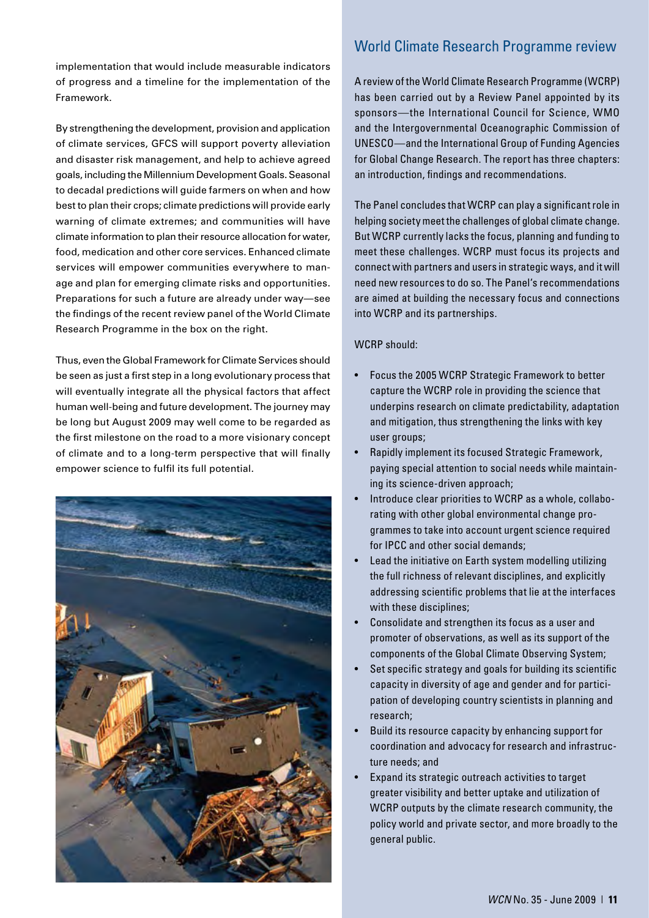implementation that would include measurable indicators of progress and a timeline for the implementation of the Framework.

By strengthening the development, provision and application of climate services, GFCS will support poverty alleviation and disaster risk management, and help to achieve agreed goals, including the Millennium Development Goals. Seasonal to decadal predictions will guide farmers on when and how best to plan their crops; climate predictions will provide early warning of climate extremes; and communities will have climate information to plan their resource allocation for water, food, medication and other core services. Enhanced climate services will empower communities everywhere to manage and plan for emerging climate risks and opportunities. Preparations for such a future are already under way—see the findings of the recent review panel of the World Climate Research Programme in the box on the right.

Thus, even the Global Framework for Climate Services should be seen as just a first step in a long evolutionary process that will eventually integrate all the physical factors that affect human well-being and future development. The journey may be long but August 2009 may well come to be regarded as the first milestone on the road to a more visionary concept of climate and to a long-term perspective that will finally empower science to fulfil its full potential.

## World Climate Research Programme review

A review of the World Climate Research Programme (WCRP) has been carried out by a Review Panel appointed by its sponsors—the International Council for Science, WMO and the Intergovernmental Oceanographic Commission of UNESCO—and the International Group of Funding Agencies for Global Change Research. The report has three chapters: an introduction, findings and recommendations.

The Panel concludes that WCRP can play a significant role in helping society meet the challenges of global climate change. But WCRP currently lacks the focus, planning and funding to meet these challenges. WCRP must focus its projects and connect with partners and users in strategic ways, and it will need new resources to do so. The Panel's recommendations are aimed at building the necessary focus and connections into WCRP and its partnerships.

WCRP should:

- Focus the 2005 WCRP Strategic Framework to better capture the WCRP role in providing the science that underpins research on climate predictability, adaptation and mitigation, thus strengthening the links with key user groups;
- Rapidly implement its focused Strategic Framework, paying special attention to social needs while maintaining its science-driven approach;
- Introduce clear priorities to WCRP as a whole, collaborating with other global environmental change programmes to take into account urgent science required for IPCC and other social demands;
- Lead the initiative on Earth system modelling utilizing the full richness of relevant disciplines, and explicitly addressing scientific problems that lie at the interfaces with these disciplines;
- Consolidate and strengthen its focus as a user and promoter of observations, as well as its support of the components of the Global Climate Observing System;
- Set specific strategy and goals for building its scientific capacity in diversity of age and gender and for participation of developing country scientists in planning and research;
- Build its resource capacity by enhancing support for coordination and advocacy for research and infrastructure needs; and
- Expand its strategic outreach activities to target greater visibility and better uptake and utilization of WCRP outputs by the climate research community, the policy world and private sector, and more broadly to the general public.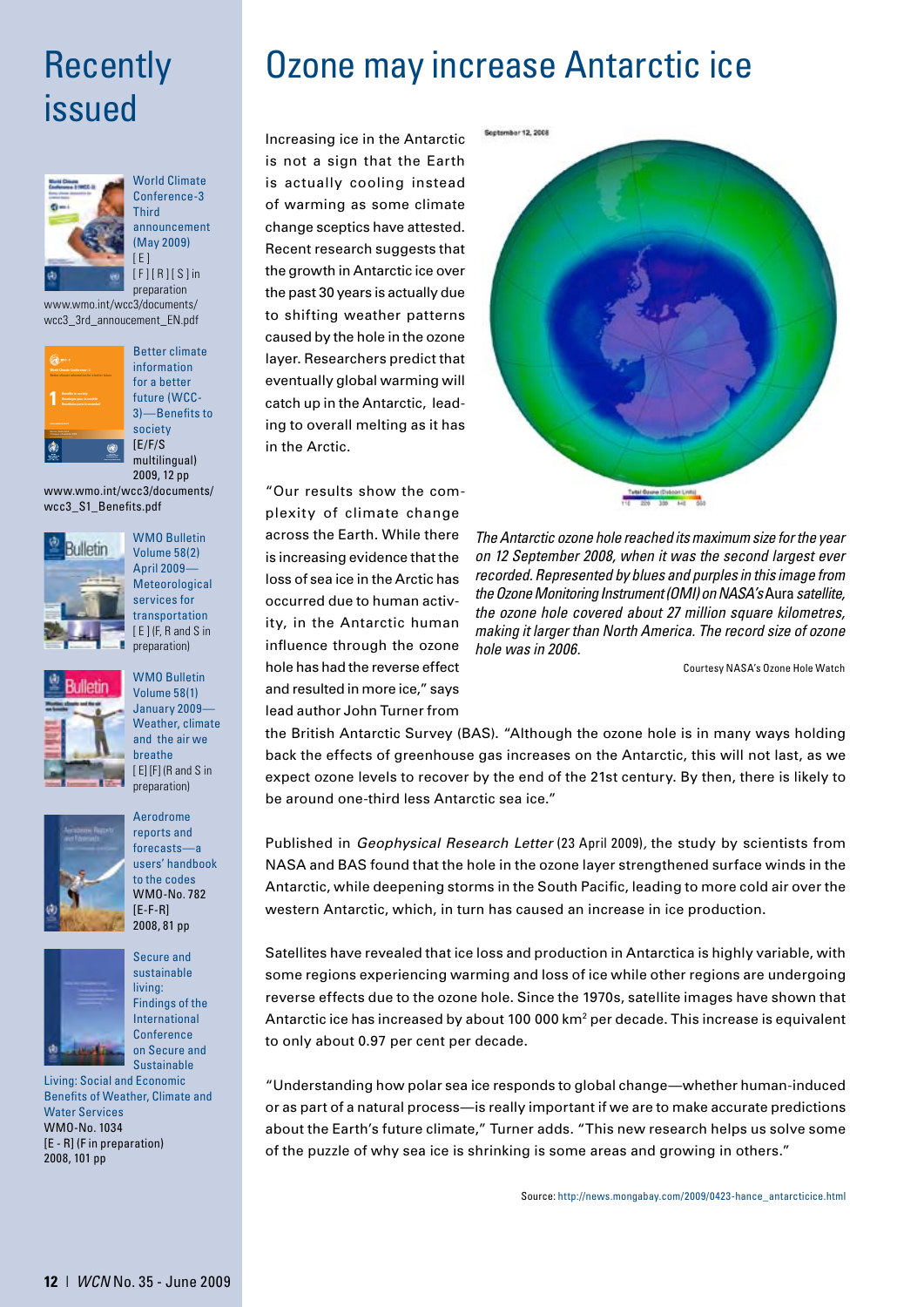# Recently issued

World Climate Conference-3 Third announcement (May 2009)
[ E ]
[ F ] [ R ] [ S ] in preparation
www.wmo.int/wcc3/documents/wcc3_3rd_annoucement_EN.pdf

Better climate information for a better future (WCC-3)—Benefits to society
[E/F/S multilingual)
2009, 12 pp
www.wmo.int/wcc3/documents/wcc3_S1_Benefits.pdf

WMO Bulletin Volume 58(2) April 2009—Meteorological services for transportation
[ E ] (F, R and S in preparation)

WMO Bulletin Volume 58(1) January 2009—Weather, climate and the air we breathe
[ E] [F] (R and S in preparation)

Aerodrome reports and forecasts—a users' handbook to the codes
WMO-No. 782
[E-F-R]
2008, 81 pp

Secure and sustainable living: Findings of the International Conference on Secure and Sustainable Living: Social and Economic Benefits of Weather, Climate and Water Services
WMO-No. 1034
[E - R] (F in preparation)
2008, 101 pp

# Ozone may increase Antarctic ice

Increasing ice in the Antarctic is not a sign that the Earth is actually cooling instead of warming as some climate change sceptics have attested. Recent research suggests that the growth in Antarctic ice over the past 30 years is actually due to shifting weather patterns caused by the hole in the ozone layer. Researchers predict that eventually global warming will catch up in the Antarctic, leading to overall melting as it has in the Arctic.

"Our results show the complexity of climate change across the Earth. While there is increasing evidence that the loss of sea ice in the Arctic has occurred due to human activity, in the Antarctic human influence through the ozone hole has had the reverse effect and resulted in more ice," says lead author John Turner from the British Antarctic Survey (BAS). "Although the ozone hole is in many ways holding back the effects of greenhouse gas increases on the Antarctic, this will not last, as we expect ozone levels to recover by the end of the 21st century. By then, there is likely to be around one-third less Antarctic sea ice."

September 12, 2008

Total Ozone (Dobson Units)

110 220 330 440 550

*The Antarctic ozone hole reached its maximum size for the year on 12 September 2008, when it was the second largest ever recorded. Represented by blues and purples in this image from the Ozone Monitoring Instrument (OMI) on NASA's* Aura *satellite, the ozone hole covered about 27 million square kilometres, making it larger than North America. The record size of ozone hole was in 2006.*

Courtesy NASA's Ozone Hole Watch

Published in *Geophysical Research Letter* (23 April 2009), the study by scientists from NASA and BAS found that the hole in the ozone layer strengthened surface winds in the Antarctic, while deepening storms in the South Pacific, leading to more cold air over the western Antarctic, which, in turn has caused an increase in ice production.

Satellites have revealed that ice loss and production in Antarctica is highly variable, with some regions experiencing warming and loss of ice while other regions are undergoing reverse effects due to the ozone hole. Since the 1970s, satellite images have shown that Antarctic ice has increased by about 100 000 km$^2$ per decade. This increase is equivalent to only about 0.97 per cent per decade.

"Understanding how polar sea ice responds to global change—whether human-induced or as part of a natural process—is really important if we are to make accurate predictions about the Earth's future climate," Turner adds. "This new research helps us solve some of the puzzle of why sea ice is shrinking is some areas and growing in others."

Source: http://news.mongabay.com/2009/0423-hance_antarcticice.html